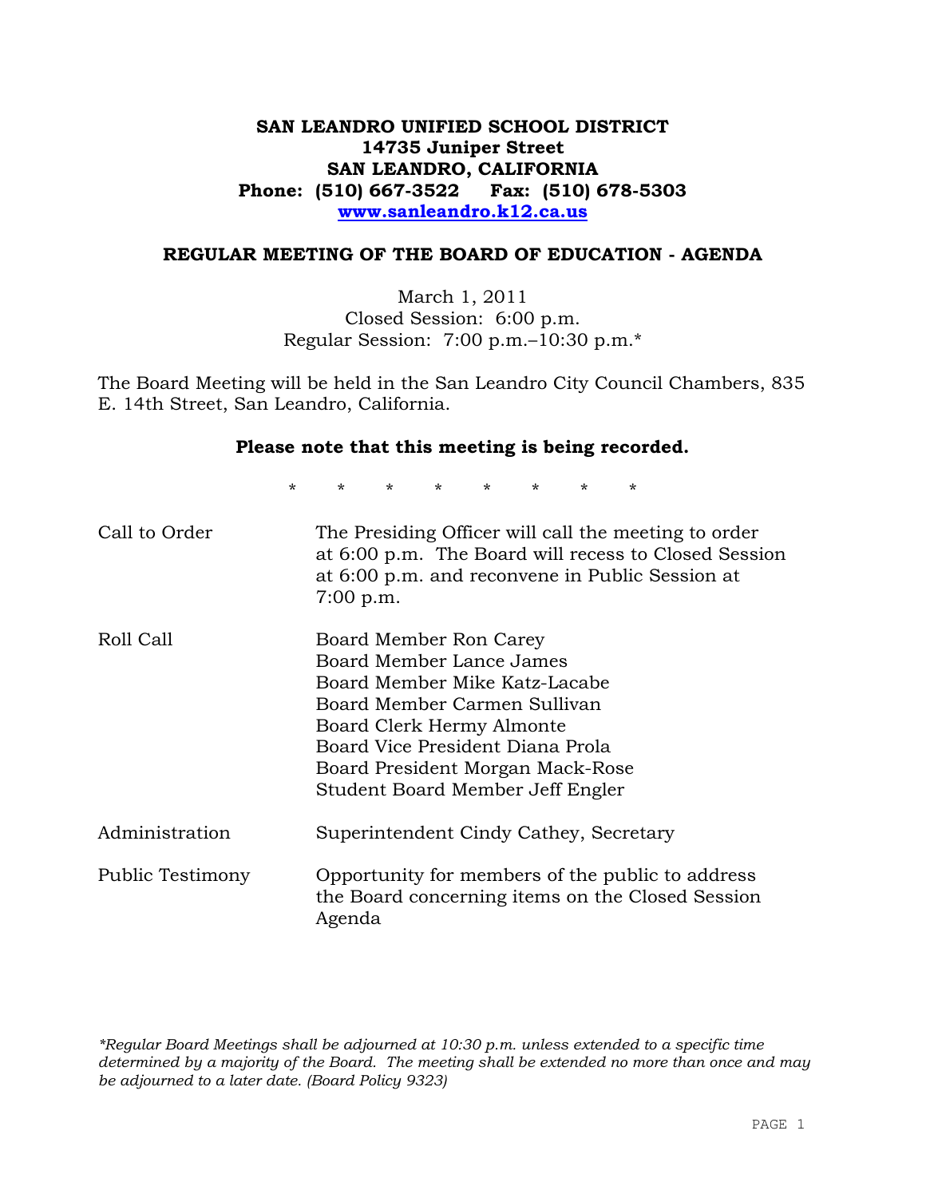# SAN LEANDRO UNIFIED SCHOOL DISTRICT
**14735 Juniper Street**
**SAN LEANDRO, CALIFORNIA**
**Phone: (510) 667-3522 Fax: (510) 678-5303**
**www.sanleandro.k12.ca.us**

## REGULAR MEETING OF THE BOARD OF EDUCATION - AGENDA

March 1, 2011
Closed Session: 6:00 p.m.
Regular Session: 7:00 p.m.–10:30 p.m.*

The Board Meeting will be held in the San Leandro City Council Chambers, 835 E. 14th Street, San Leandro, California.

**Please note that this meeting is being recorded.**

\* \* \* \* \* \* \* \*

| | |
|---|---|
| Call to Order | The Presiding Officer will call the meeting to order at 6:00 p.m. The Board will recess to Closed Session at 6:00 p.m. and reconvene in Public Session at 7:00 p.m. |
| Roll Call | Board Member Ron Carey<br>Board Member Lance James<br>Board Member Mike Katz-Lacabe<br>Board Member Carmen Sullivan<br>Board Clerk Hermy Almonte<br>Board Vice President Diana Prola<br>Board President Morgan Mack-Rose<br>Student Board Member Jeff Engler |
| Administration | Superintendent Cindy Cathey, Secretary |
| Public Testimony | Opportunity for members of the public to address the Board concerning items on the Closed Session Agenda |

*\*Regular Board Meetings shall be adjourned at 10:30 p.m. unless extended to a specific time determined by a majority of the Board. The meeting shall be extended no more than once and may be adjourned to a later date. (Board Policy 9323)*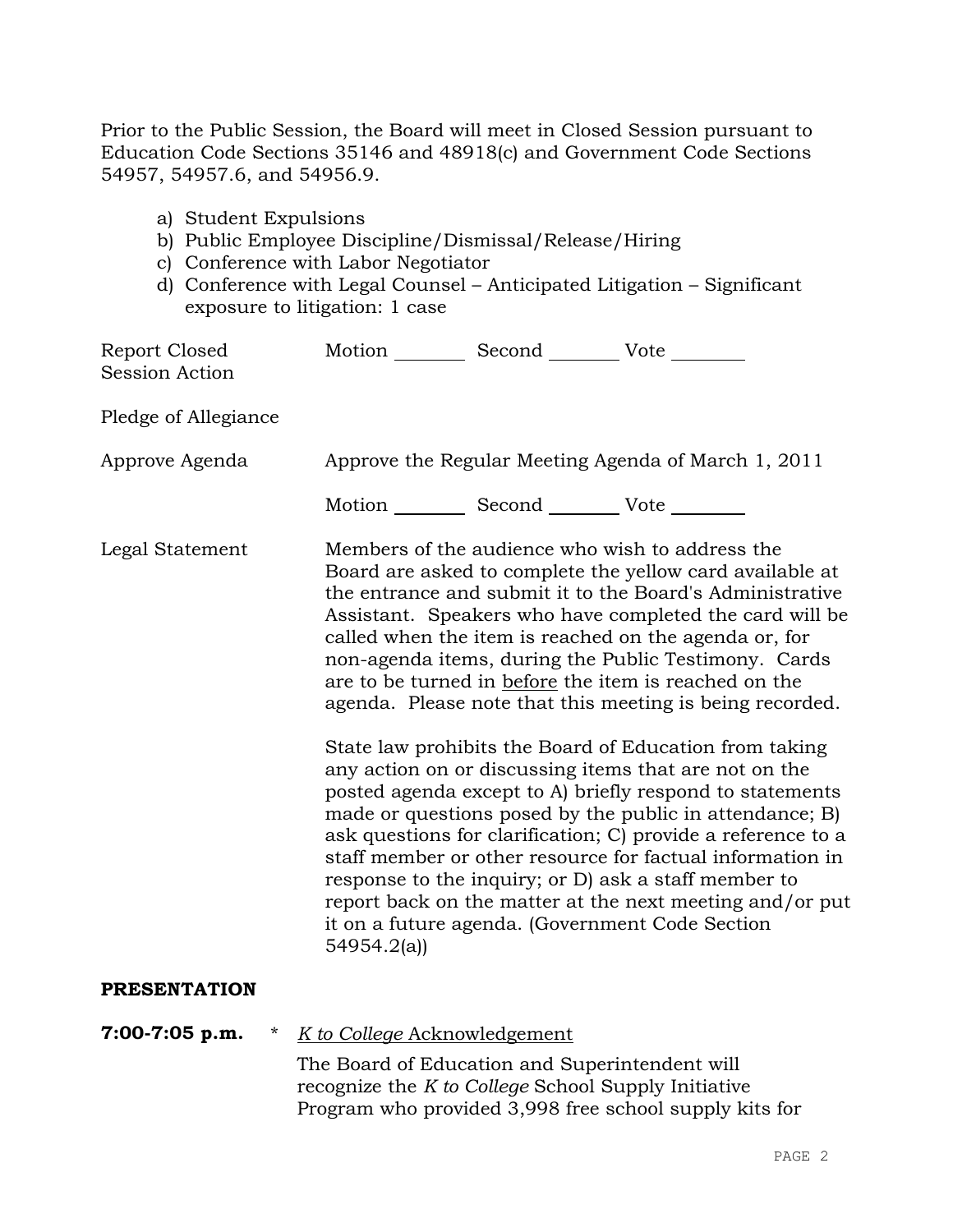Prior to the Public Session, the Board will meet in Closed Session pursuant to Education Code Sections 35146 and 48918(c) and Government Code Sections 54957, 54957.6, and 54956.9.

a) Student Expulsions
b) Public Employee Discipline/Dismissal/Release/Hiring
c) Conference with Labor Negotiator
d) Conference with Legal Counsel – Anticipated Litigation – Significant exposure to litigation: 1 case

Report Closed Session Action — Motion ________ Second ________ Vote ________

Pledge of Allegiance

Approve Agenda — Approve the Regular Meeting Agenda of March 1, 2011

Motion ________ Second ________ Vote ________

Legal Statement — Members of the audience who wish to address the Board are asked to complete the yellow card available at the entrance and submit it to the Board's Administrative Assistant. Speakers who have completed the card will be called when the item is reached on the agenda or, for non-agenda items, during the Public Testimony. Cards are to be turned in before the item is reached on the agenda. Please note that this meeting is being recorded.

State law prohibits the Board of Education from taking any action on or discussing items that are not on the posted agenda except to A) briefly respond to statements made or questions posed by the public in attendance; B) ask questions for clarification; C) provide a reference to a staff member or other resource for factual information in response to the inquiry; or D) ask a staff member to report back on the matter at the next meeting and/or put it on a future agenda. (Government Code Section 54954.2(a))

**PRESENTATION**

**7:00-7:05 p.m.** * *K to College* Acknowledgement

The Board of Education and Superintendent will recognize the *K to College* School Supply Initiative Program who provided 3,998 free school supply kits for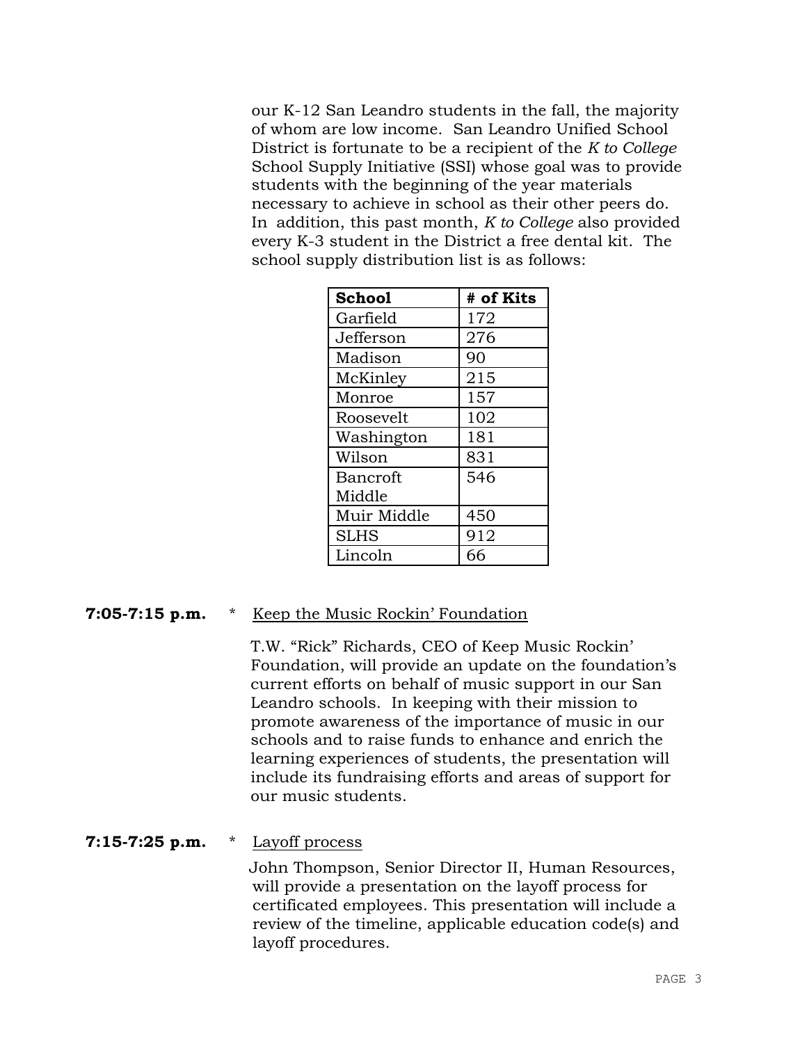our K-12 San Leandro students in the fall, the majority of whom are low income. San Leandro Unified School District is fortunate to be a recipient of the *K to College* School Supply Initiative (SSI) whose goal was to provide students with the beginning of the year materials necessary to achieve in school as their other peers do. In addition, this past month, *K to College* also provided every K-3 student in the District a free dental kit. The school supply distribution list is as follows:

| School | # of Kits |
| --- | --- |
| Garfield | 172 |
| Jefferson | 276 |
| Madison | 90 |
| McKinley | 215 |
| Monroe | 157 |
| Roosevelt | 102 |
| Washington | 181 |
| Wilson | 831 |
| Bancroft Middle | 546 |
| Muir Middle | 450 |
| SLHS | 912 |
| Lincoln | 66 |

**7:05-7:15 p.m.** * Keep the Music Rockin' Foundation

T.W. "Rick" Richards, CEO of Keep Music Rockin' Foundation, will provide an update on the foundation's current efforts on behalf of music support in our San Leandro schools. In keeping with their mission to promote awareness of the importance of music in our schools and to raise funds to enhance and enrich the learning experiences of students, the presentation will include its fundraising efforts and areas of support for our music students.

**7:15-7:25 p.m.** * Layoff process

John Thompson, Senior Director II, Human Resources, will provide a presentation on the layoff process for certificated employees. This presentation will include a review of the timeline, applicable education code(s) and layoff procedures.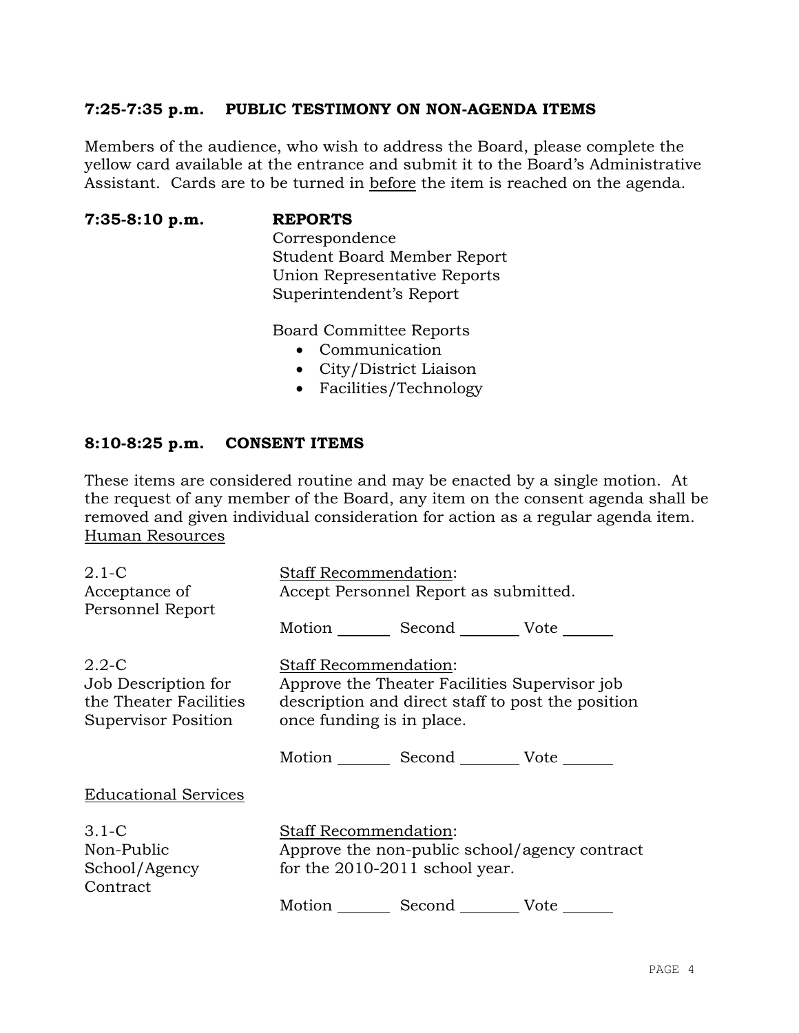**7:25-7:35 p.m. PUBLIC TESTIMONY ON NON-AGENDA ITEMS**

Members of the audience, who wish to address the Board, please complete the yellow card available at the entrance and submit it to the Board's Administrative Assistant. Cards are to be turned in before the item is reached on the agenda.

**7:35-8:10 p.m. REPORTS**

Correspondence
Student Board Member Report
Union Representative Reports
Superintendent's Report

Board Committee Reports

- Communication
- City/District Liaison
- Facilities/Technology

**8:10-8:25 p.m. CONSENT ITEMS**

These items are considered routine and may be enacted by a single motion. At the request of any member of the Board, any item on the consent agenda shall be removed and given individual consideration for action as a regular agenda item.

Human Resources

2.1-C
Acceptance of Personnel Report

Staff Recommendation:
Accept Personnel Report as submitted.

Motion _______ Second ________ Vote _______

2.2-C
Job Description for the Theater Facilities Supervisor Position

Staff Recommendation:
Approve the Theater Facilities Supervisor job description and direct staff to post the position once funding is in place.

Motion _______ Second ________ Vote _______

Educational Services

3.1-C
Non-Public School/Agency Contract

Staff Recommendation:
Approve the non-public school/agency contract for the 2010-2011 school year.

Motion _______ Second ________ Vote _______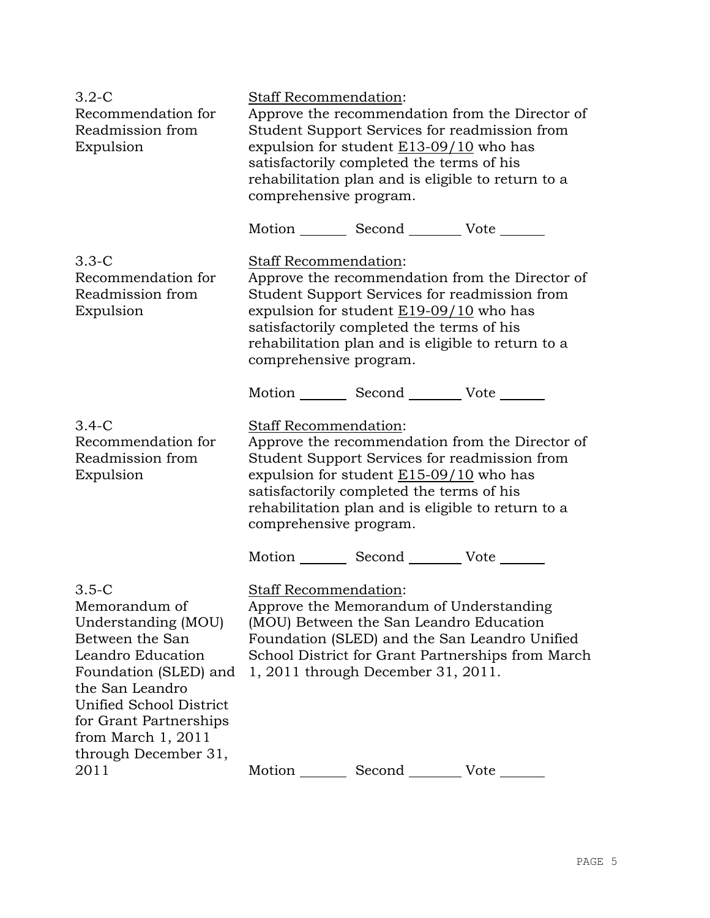3.2-C
Recommendation for Readmission from Expulsion

Staff Recommendation:
Approve the recommendation from the Director of Student Support Services for readmission from expulsion for student E13-09/10 who has satisfactorily completed the terms of his rehabilitation plan and is eligible to return to a comprehensive program.

Motion _______ Second ________ Vote ______

3.3-C
Recommendation for Readmission from Expulsion

Staff Recommendation:
Approve the recommendation from the Director of Student Support Services for readmission from expulsion for student E19-09/10 who has satisfactorily completed the terms of his rehabilitation plan and is eligible to return to a comprehensive program.

Motion _______ Second ________ Vote ______

3.4-C
Recommendation for Readmission from Expulsion

Staff Recommendation:
Approve the recommendation from the Director of Student Support Services for readmission from expulsion for student E15-09/10 who has satisfactorily completed the terms of his rehabilitation plan and is eligible to return to a comprehensive program.

Motion _______ Second ________ Vote ______

3.5-C
Memorandum of Understanding (MOU) Between the San Leandro Education Foundation (SLED) and the San Leandro Unified School District for Grant Partnerships from March 1, 2011 through December 31, 2011

Staff Recommendation:
Approve the Memorandum of Understanding (MOU) Between the San Leandro Education Foundation (SLED) and the San Leandro Unified School District for Grant Partnerships from March 1, 2011 through December 31, 2011.

Motion _______ Second ________ Vote ______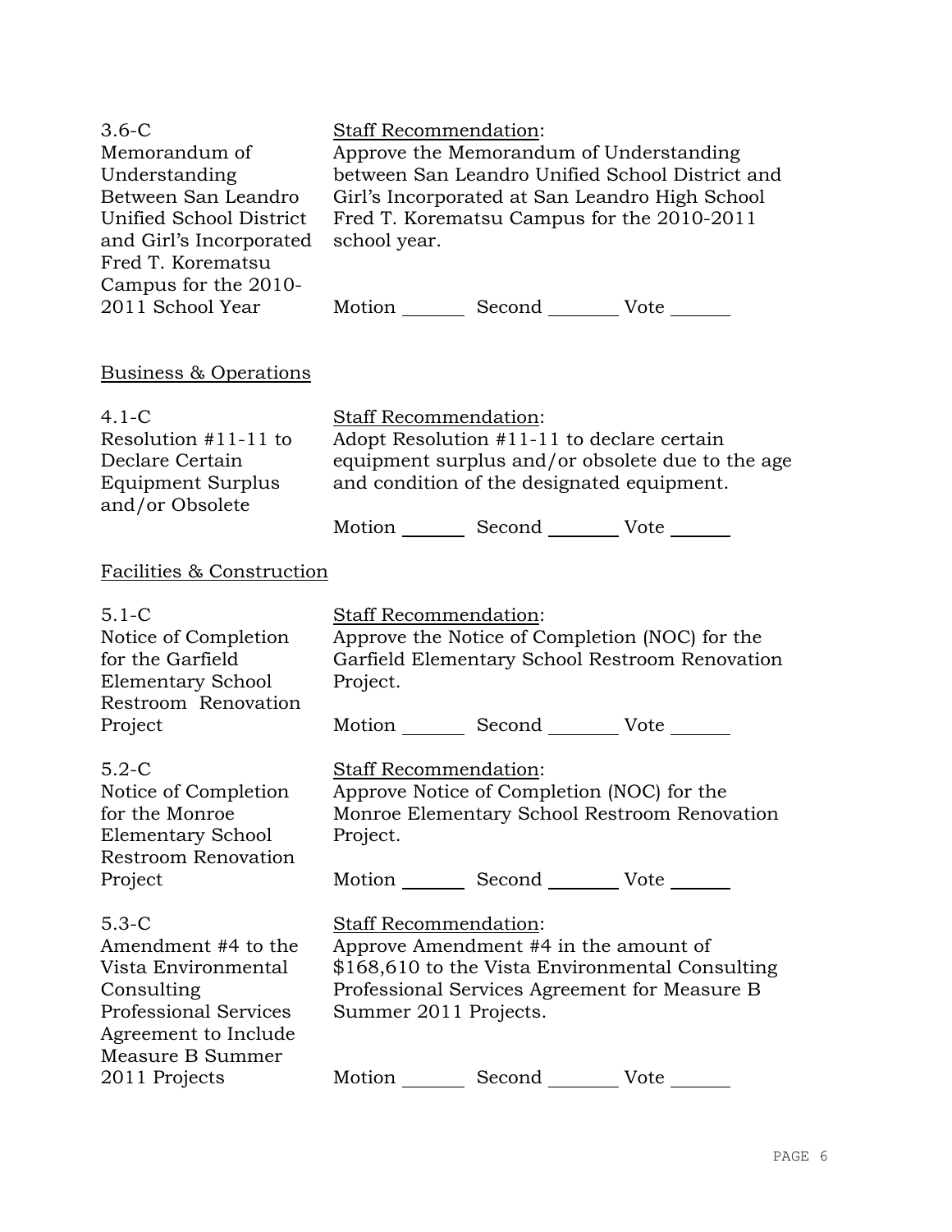3.6-C
Memorandum of Understanding Between San Leandro Unified School District and Girl's Incorporated Fred T. Korematsu Campus for the 2010-2011 School Year

Staff Recommendation:
Approve the Memorandum of Understanding between San Leandro Unified School District and Girl's Incorporated at San Leandro High School Fred T. Korematsu Campus for the 2010-2011 school year.

Motion ______ Second ______ Vote ______

Business & Operations

4.1-C
Resolution #11-11 to Declare Certain Equipment Surplus and/or Obsolete

Staff Recommendation:
Adopt Resolution #11-11 to declare certain equipment surplus and/or obsolete due to the age and condition of the designated equipment.

Motion ______ Second ______ Vote ______

Facilities & Construction

5.1-C
Notice of Completion for the Garfield Elementary School Restroom Renovation Project

Staff Recommendation:
Approve the Notice of Completion (NOC) for the Garfield Elementary School Restroom Renovation Project.

Motion ______ Second ______ Vote ______

5.2-C
Notice of Completion for the Monroe Elementary School Restroom Renovation Project

Staff Recommendation:
Approve Notice of Completion (NOC) for the Monroe Elementary School Restroom Renovation Project.

Motion ______ Second ______ Vote ______

5.3-C
Amendment #4 to the Vista Environmental Consulting Professional Services Agreement to Include Measure B Summer 2011 Projects

Staff Recommendation:
Approve Amendment #4 in the amount of $168,610 to the Vista Environmental Consulting Professional Services Agreement for Measure B Summer 2011 Projects.

Motion ______ Second ______ Vote ______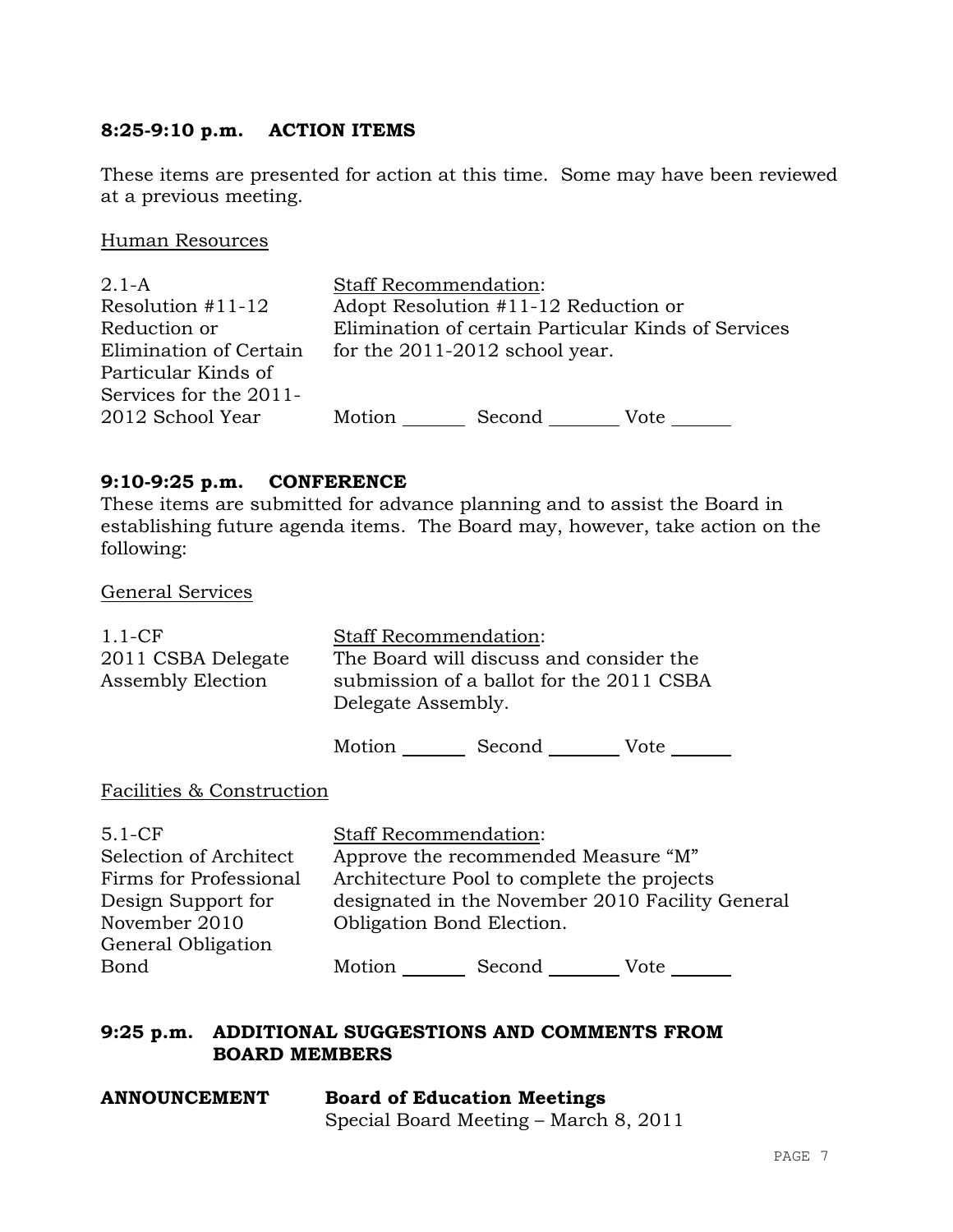## 8:25-9:10 p.m. ACTION ITEMS

These items are presented for action at this time. Some may have been reviewed at a previous meeting.

Human Resources

| | |
|---|---|
| 2.1-A<br>Resolution #11-12<br>Reduction or<br>Elimination of Certain<br>Particular Kinds of<br>Services for the 2011-<br>2012 School Year | Staff Recommendation:<br>Adopt Resolution #11-12 Reduction or Elimination of certain Particular Kinds of Services for the 2011-2012 school year.<br><br>Motion _______ Second _______ Vote _______ |

## 9:10-9:25 p.m. CONFERENCE

These items are submitted for advance planning and to assist the Board in establishing future agenda items. The Board may, however, take action on the following:

General Services

| | |
|---|---|
| 1.1-CF<br>2011 CSBA Delegate<br>Assembly Election | Staff Recommendation:<br>The Board will discuss and consider the submission of a ballot for the 2011 CSBA Delegate Assembly.<br><br>Motion _______ Second _______ Vote _______ |

Facilities & Construction

| | |
|---|---|
| 5.1-CF<br>Selection of Architect<br>Firms for Professional<br>Design Support for<br>November 2010<br>General Obligation<br>Bond | Staff Recommendation:<br>Approve the recommended Measure "M" Architecture Pool to complete the projects designated in the November 2010 Facility General Obligation Bond Election.<br><br>Motion _______ Second _______ Vote _______ |

## 9:25 p.m. ADDITIONAL SUGGESTIONS AND COMMENTS FROM BOARD MEMBERS

**ANNOUNCEMENT** **Board of Education Meetings**
Special Board Meeting – March 8, 2011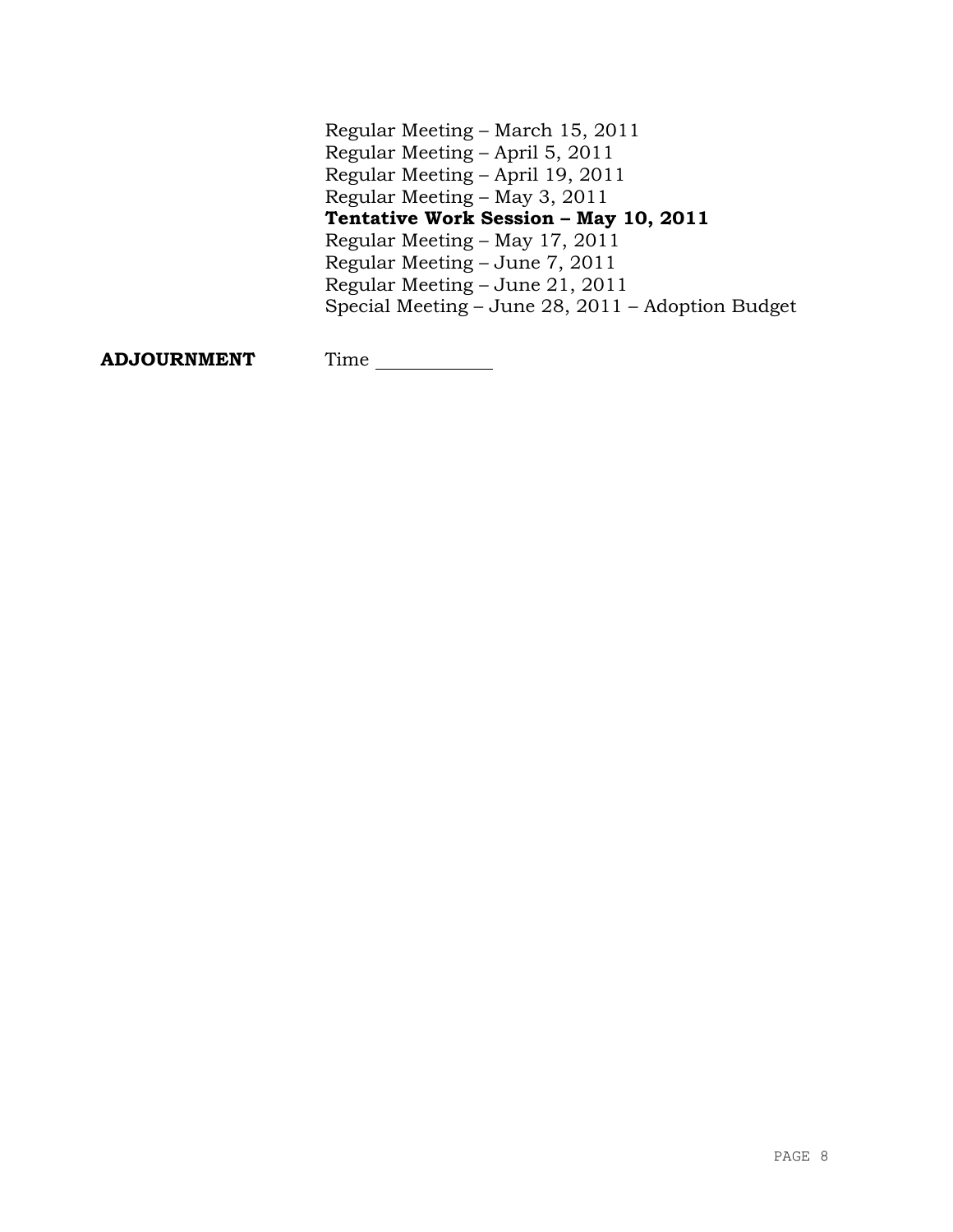Regular Meeting – March 15, 2011
Regular Meeting – April 5, 2011
Regular Meeting – April 19, 2011
Regular Meeting – May 3, 2011
**Tentative Work Session – May 10, 2011**
Regular Meeting – May 17, 2011
Regular Meeting – June 7, 2011
Regular Meeting – June 21, 2011
Special Meeting – June 28, 2011 – Adoption Budget

**ADJOURNMENT** Time ____________